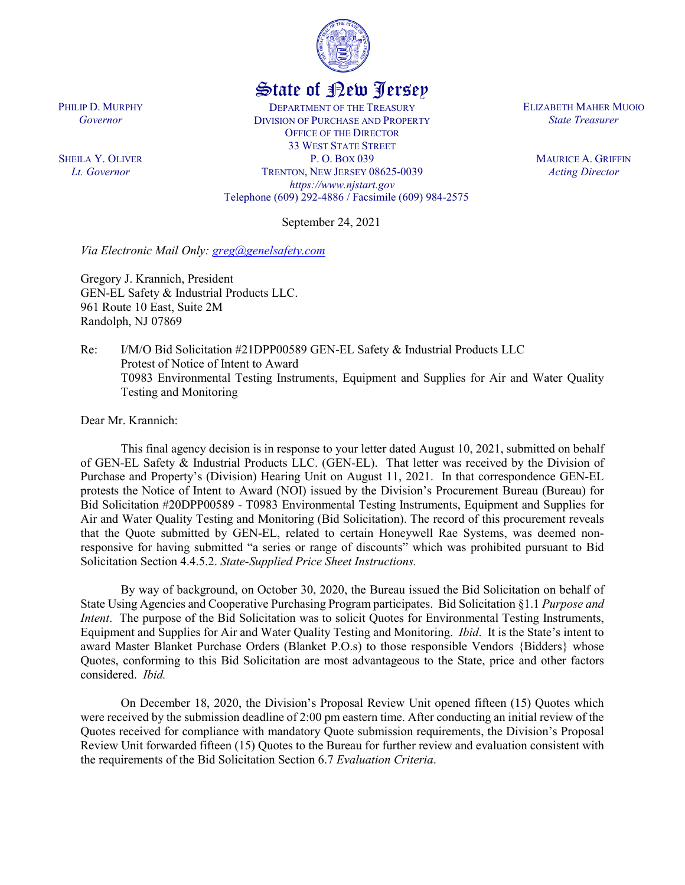# State of New Jersey

PHILIP D. MURPHY
*Governor*

SHEILA Y. OLIVER
*Lt. Governor*

DEPARTMENT OF THE TREASURY
DIVISION OF PURCHASE AND PROPERTY
OFFICE OF THE DIRECTOR
33 WEST STATE STREET
P. O. BOX 039
TRENTON, NEW JERSEY 08625-0039
*https://www.njstart.gov*
Telephone (609) 292-4886 / Facsimile (609) 984-2575

ELIZABETH MAHER MUOIO
*State Treasurer*

MAURICE A. GRIFFIN
*Acting Director*

September 24, 2021

*Via Electronic Mail Only: greg@genelsafety.com*

Gregory J. Krannich, President
GEN-EL Safety & Industrial Products LLC.
961 Route 10 East, Suite 2M
Randolph, NJ 07869

Re: I/M/O Bid Solicitation #21DPP00589 GEN-EL Safety & Industrial Products LLC
Protest of Notice of Intent to Award
T0983 Environmental Testing Instruments, Equipment and Supplies for Air and Water Quality Testing and Monitoring

Dear Mr. Krannich:

This final agency decision is in response to your letter dated August 10, 2021, submitted on behalf of GEN-EL Safety & Industrial Products LLC. (GEN-EL). That letter was received by the Division of Purchase and Property's (Division) Hearing Unit on August 11, 2021. In that correspondence GEN-EL protests the Notice of Intent to Award (NOI) issued by the Division's Procurement Bureau (Bureau) for Bid Solicitation #20DPP00589 - T0983 Environmental Testing Instruments, Equipment and Supplies for Air and Water Quality Testing and Monitoring (Bid Solicitation). The record of this procurement reveals that the Quote submitted by GEN-EL, related to certain Honeywell Rae Systems, was deemed non-responsive for having submitted "a series or range of discounts" which was prohibited pursuant to Bid Solicitation Section 4.4.5.2. *State-Supplied Price Sheet Instructions.*

By way of background, on October 30, 2020, the Bureau issued the Bid Solicitation on behalf of State Using Agencies and Cooperative Purchasing Program participates. Bid Solicitation §1.1 *Purpose and Intent*. The purpose of the Bid Solicitation was to solicit Quotes for Environmental Testing Instruments, Equipment and Supplies for Air and Water Quality Testing and Monitoring. *Ibid*. It is the State's intent to award Master Blanket Purchase Orders (Blanket P.O.s) to those responsible Vendors {Bidders} whose Quotes, conforming to this Bid Solicitation are most advantageous to the State, price and other factors considered. *Ibid.*

On December 18, 2020, the Division's Proposal Review Unit opened fifteen (15) Quotes which were received by the submission deadline of 2:00 pm eastern time. After conducting an initial review of the Quotes received for compliance with mandatory Quote submission requirements, the Division's Proposal Review Unit forwarded fifteen (15) Quotes to the Bureau for further review and evaluation consistent with the requirements of the Bid Solicitation Section 6.7 *Evaluation Criteria*.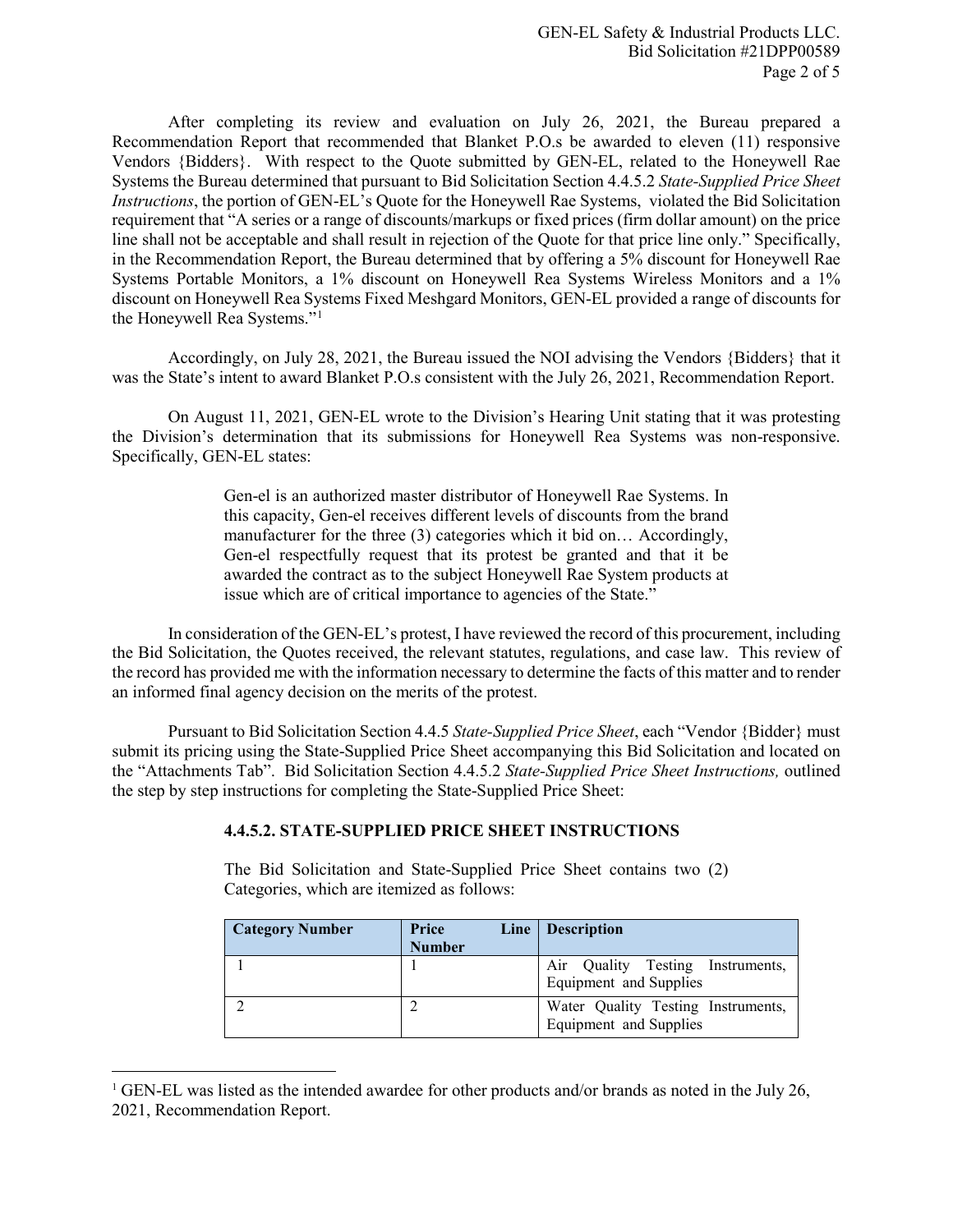After completing its review and evaluation on July 26, 2021, the Bureau prepared a Recommendation Report that recommended that Blanket P.O.s be awarded to eleven (11) responsive Vendors {Bidders}. With respect to the Quote submitted by GEN-EL, related to the Honeywell Rae Systems the Bureau determined that pursuant to Bid Solicitation Section 4.4.5.2 *State-Supplied Price Sheet Instructions*, the portion of GEN-EL's Quote for the Honeywell Rae Systems, violated the Bid Solicitation requirement that "A series or a range of discounts/markups or fixed prices (firm dollar amount) on the price line shall not be acceptable and shall result in rejection of the Quote for that price line only." Specifically, in the Recommendation Report, the Bureau determined that by offering a 5% discount for Honeywell Rae Systems Portable Monitors, a 1% discount on Honeywell Rea Systems Wireless Monitors and a 1% discount on Honeywell Rea Systems Fixed Meshgard Monitors, GEN-EL provided a range of discounts for the Honeywell Rea Systems."[1]

Accordingly, on July 28, 2021, the Bureau issued the NOI advising the Vendors {Bidders} that it was the State's intent to award Blanket P.O.s consistent with the July 26, 2021, Recommendation Report.

On August 11, 2021, GEN-EL wrote to the Division's Hearing Unit stating that it was protesting the Division's determination that its submissions for Honeywell Rea Systems was non-responsive. Specifically, GEN-EL states:

> Gen-el is an authorized master distributor of Honeywell Rae Systems. In this capacity, Gen-el receives different levels of discounts from the brand manufacturer for the three (3) categories which it bid on… Accordingly, Gen-el respectfully request that its protest be granted and that it be awarded the contract as to the subject Honeywell Rae System products at issue which are of critical importance to agencies of the State."

In consideration of the GEN-EL's protest, I have reviewed the record of this procurement, including the Bid Solicitation, the Quotes received, the relevant statutes, regulations, and case law. This review of the record has provided me with the information necessary to determine the facts of this matter and to render an informed final agency decision on the merits of the protest.

Pursuant to Bid Solicitation Section 4.4.5 *State-Supplied Price Sheet*, each "Vendor {Bidder} must submit its pricing using the State-Supplied Price Sheet accompanying this Bid Solicitation and located on the "Attachments Tab". Bid Solicitation Section 4.4.5.2 *State-Supplied Price Sheet Instructions,* outlined the step by step instructions for completing the State-Supplied Price Sheet:

> **4.4.5.2. STATE-SUPPLIED PRICE SHEET INSTRUCTIONS**
>
> The Bid Solicitation and State-Supplied Price Sheet contains two (2) Categories, which are itemized as follows:

| Category Number | Price Line Number | Description |
|---|---|---|
| 1 | 1 | Air Quality Testing Instruments, Equipment and Supplies |
| 2 | 2 | Water Quality Testing Instruments, Equipment and Supplies |

[1] GEN-EL was listed as the intended awardee for other products and/or brands as noted in the July 26, 2021, Recommendation Report.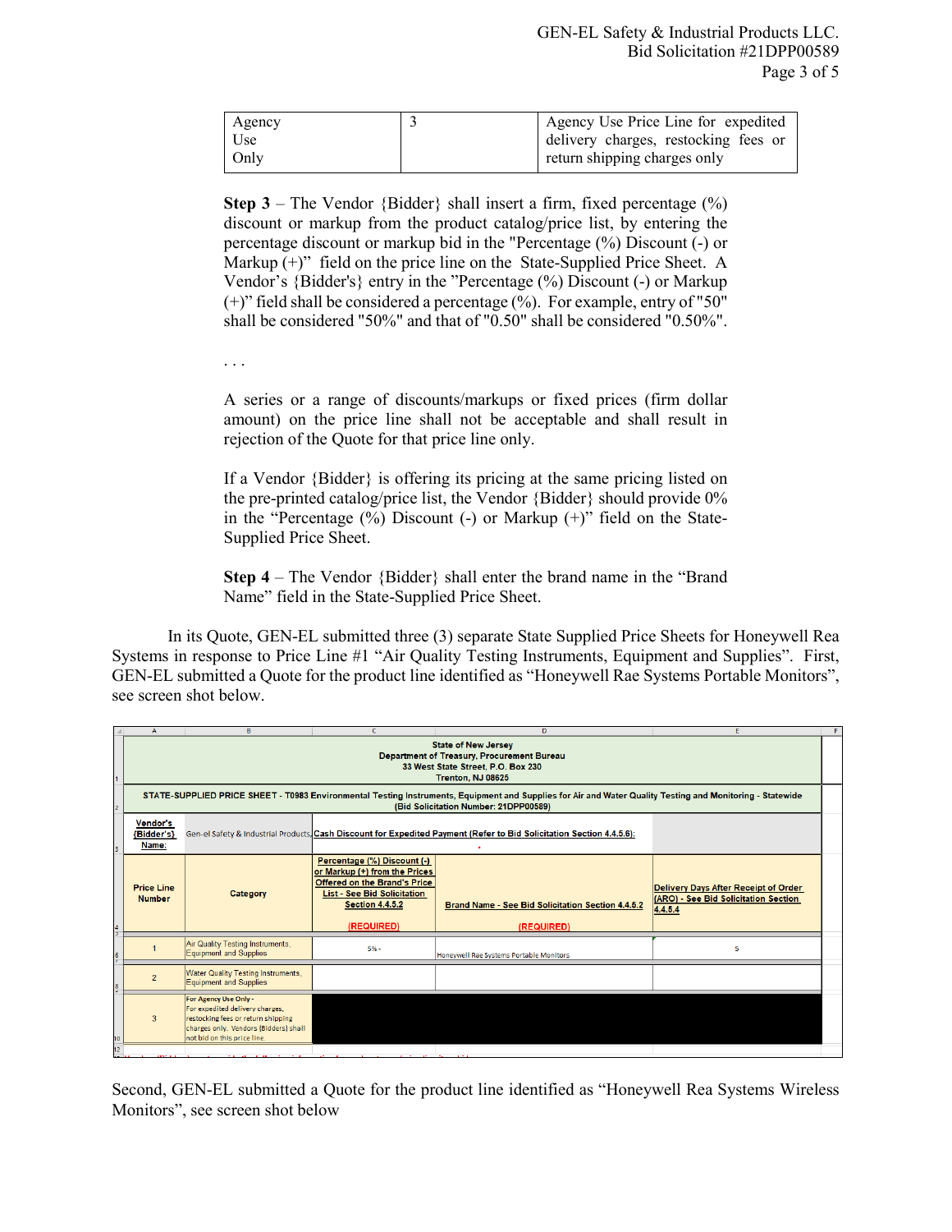| Agency Use Only | 3 | Agency Use Price Line for expedited delivery charges, restocking fees or return shipping charges only |
|---|---|---|

**Step 3** – The Vendor {Bidder} shall insert a firm, fixed percentage (%) discount or markup from the product catalog/price list, by entering the percentage discount or markup bid in the "Percentage (%) Discount (-) or Markup (+)" field on the price line on the State-Supplied Price Sheet. A Vendor's {Bidder's} entry in the "Percentage (%) Discount (-) or Markup (+)" field shall be considered a percentage (%). For example, entry of "50" shall be considered "50%" and that of "0.50" shall be considered "0.50%".

. . .

A series or a range of discounts/markups or fixed prices (firm dollar amount) on the price line shall not be acceptable and shall result in rejection of the Quote for that price line only.

If a Vendor {Bidder} is offering its pricing at the same pricing listed on the pre-printed catalog/price list, the Vendor {Bidder} should provide 0% in the "Percentage (%) Discount (-) or Markup (+)" field on the State-Supplied Price Sheet.

**Step 4** – The Vendor {Bidder} shall enter the brand name in the "Brand Name" field in the State-Supplied Price Sheet.

In its Quote, GEN-EL submitted three (3) separate State Supplied Price Sheets for Honeywell Rea Systems in response to Price Line #1 "Air Quality Testing Instruments, Equipment and Supplies". First, GEN-EL submitted a Quote for the product line identified as "Honeywell Rae Systems Portable Monitors", see screen shot below.

State of New Jersey
Department of Treasury, Procurement Bureau
33 West State Street, P.O. Box 230
Trenton, NJ 08625

STATE-SUPPLIED PRICE SHEET - T0983 Environmental Testing Instruments, Equipment and Supplies for Air and Water Quality Testing and Monitoring - Statewide (Bid Solicitation Number: 21DPP00589)

| Vendor's {Bidder's} Name: | Gen-el Safety & Industrial Products | Cash Discount for Expedited Payment (Refer to Bid Solicitation Section 4.4.5.6): | | |
|---|---|---|---|---|
| Price Line Number | Category | Percentage (%) Discount (-) or Markup (+) from the Prices Offered on the Brand's Price List - See Bid Solicitation Section 4.4.5.2 (REQUIRED) | Brand Name - See Bid Solicitation Section 4.4.5.2 (REQUIRED) | Delivery Days After Receipt of Order (ARO) - See Bid Solicitation Section 4.4.5.4 |
| 1 | Air Quality Testing Instruments, Equipment and Supplies | 5% - | Honeywell Rae Systems Portable Monitors | 5 |
| 2 | Water Quality Testing Instruments, Equipment and Supplies | | | |
| 3 | For Agency Use Only - For expedited delivery charges, restocking fees or return shipping charges only. Vendors {Bidders} shall not bid on this price line. | | | |

Second, GEN-EL submitted a Quote for the product line identified as "Honeywell Rea Systems Wireless Monitors", see screen shot below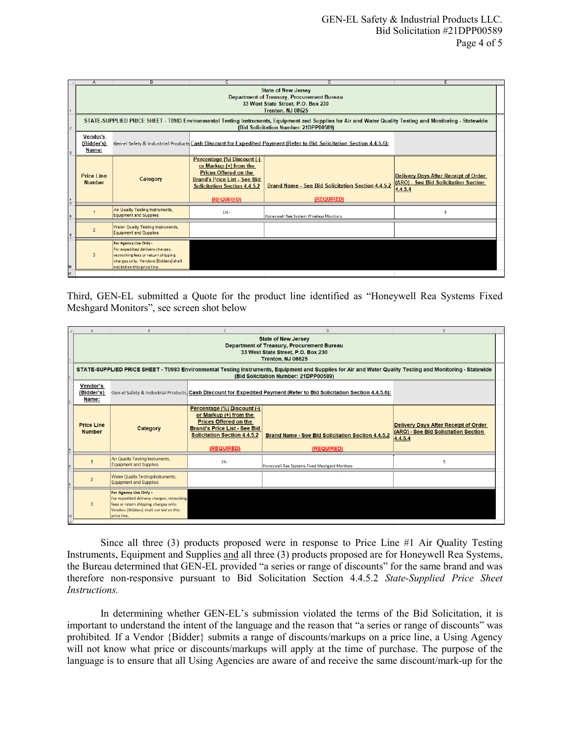| | | | | |
|---|---|---|---|---|
| State of New Jersey<br>Department of Treasury, Procurement Bureau<br>33 West State Street, P.O. Box 230<br>Trenton, NJ 08625 | | | | |
| STATE-SUPPLIED PRICE SHEET - T0983 Environmental Testing Instruments, Equipment and Supplies for Air and Water Quality Testing and Monitoring - Statewide (Bid Solicitation Number: 21DPP00589) | | | | |
| Vendor's {Bidder's} Name: | Gen-el Safety & Industrial Products | Cash Discount for Expedited Payment (Refer to Bid Solicitation Section 4.4.5.6): | | |
| Price Line Number | Category | Percentage (%) Discount (-) or Markup (+) from the Prices Offered on the Brand's Price List - See Bid Solicitation Section 4.4.5.2 (REQUIRED) | Brand Name - See Bid Solicitation Section 4.4.5.2 (REQUIRED) | Delivery Days After Receipt of Order (ARO) - See Bid Solicitation Section 4.4.5.4 |
| 1 | Air Quality Testing Instruments, Equipment and Supplies | 1% - | Honeywell Rae System Wireless Monitors | 5 |
| 2 | Water Quality Testing Instruments, Equipment and Supplies | | | |
| 3 | For Agency Use Only - For expedited delivery charges, restocking fees or return shipping charges only. Vendors {Bidders} shall not bid on this price line. | | | |

Third, GEN-EL submitted a Quote for the product line identified as "Honeywell Rea Systems Fixed Meshgard Monitors", see screen shot below

| | | | | |
|---|---|---|---|---|
| State of New Jersey<br>Department of Treasury, Procurement Bureau<br>33 West State Street, P.O. Box 230<br>Trenton, NJ 08625 | | | | |
| STATE-SUPPLIED PRICE SHEET - T0983 Environmental Testing Instruments, Equipment and Supplies for Air and Water Quality Testing and Monitoring - Statewide (Bid Solicitation Number: 21DPP00589) | | | | |
| Vendor's {Bidder's} Name: | Gen-el Safety & Industrial Products | Cash Discount for Expedited Payment (Refer to Bid Solicitation Section 4.4.5.6): | | |
| Price Line Number | Category | Percentage (%) Discount (-) or Markup (+) from the Prices Offered on the Brand's Price List - See Bid Solicitation Section 4.4.5.2 (REQUIRED) | Brand Name - See Bid Solicitation Section 4.4.5.2 (REQUIRED) | Delivery Days After Receipt of Order (ARO) - See Bid Solicitation Section 4.4.5.4 |
| 1 | Air Quality Testing Instruments, Equipment and Supplies | 1% - | Honeywell Rae Systems Fixed Meshgard Monitors | 5 |
| 2 | Water Quality Testing Instruments, Equipment and Supplies | | | |
| 3 | For Agency Use Only - For expedited delivery charges, restocking fees or return shipping charges only. Vendors {Bidders} shall not bid on this price line. | | | |

Since all three (3) products proposed were in response to Price Line #1 Air Quality Testing Instruments, Equipment and Supplies and all three (3) products proposed are for Honeywell Rea Systems, the Bureau determined that GEN-EL provided "a series or range of discounts" for the same brand and was therefore non-responsive pursuant to Bid Solicitation Section 4.4.5.2 *State-Supplied Price Sheet Instructions.*

In determining whether GEN-EL's submission violated the terms of the Bid Solicitation, it is important to understand the intent of the language and the reason that "a series or range of discounts" was prohibited. If a Vendor {Bidder} submits a range of discounts/markups on a price line, a Using Agency will not know what price or discounts/markups will apply at the time of purchase. The purpose of the language is to ensure that all Using Agencies are aware of and receive the same discount/mark-up for the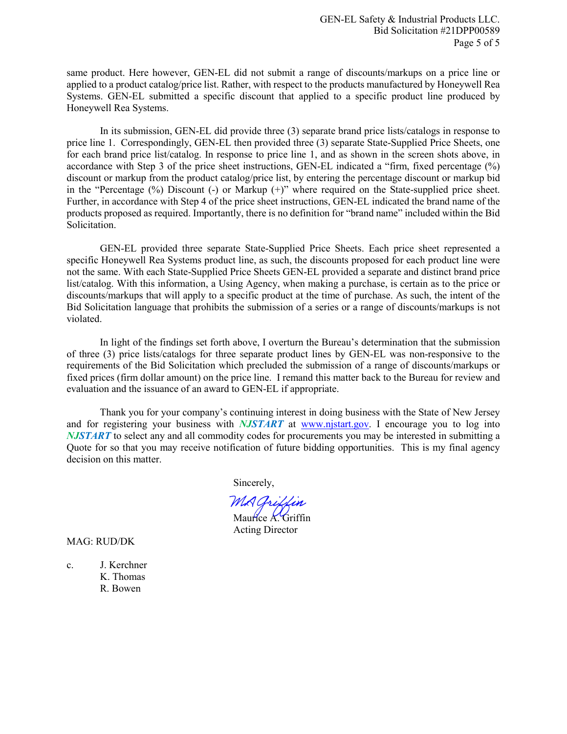same product. Here however, GEN-EL did not submit a range of discounts/markups on a price line or applied to a product catalog/price list. Rather, with respect to the products manufactured by Honeywell Rea Systems. GEN-EL submitted a specific discount that applied to a specific product line produced by Honeywell Rea Systems.

In its submission, GEN-EL did provide three (3) separate brand price lists/catalogs in response to price line 1. Correspondingly, GEN-EL then provided three (3) separate State-Supplied Price Sheets, one for each brand price list/catalog. In response to price line 1, and as shown in the screen shots above, in accordance with Step 3 of the price sheet instructions, GEN-EL indicated a "firm, fixed percentage (%) discount or markup from the product catalog/price list, by entering the percentage discount or markup bid in the "Percentage (%) Discount (-) or Markup (+)" where required on the State-supplied price sheet. Further, in accordance with Step 4 of the price sheet instructions, GEN-EL indicated the brand name of the products proposed as required. Importantly, there is no definition for "brand name" included within the Bid Solicitation.

GEN-EL provided three separate State-Supplied Price Sheets. Each price sheet represented a specific Honeywell Rea Systems product line, as such, the discounts proposed for each product line were not the same. With each State-Supplied Price Sheets GEN-EL provided a separate and distinct brand price list/catalog. With this information, a Using Agency, when making a purchase, is certain as to the price or discounts/markups that will apply to a specific product at the time of purchase. As such, the intent of the Bid Solicitation language that prohibits the submission of a series or a range of discounts/markups is not violated.

In light of the findings set forth above, I overturn the Bureau's determination that the submission of three (3) price lists/catalogs for three separate product lines by GEN-EL was non-responsive to the requirements of the Bid Solicitation which precluded the submission of a range of discounts/markups or fixed prices (firm dollar amount) on the price line. I remand this matter back to the Bureau for review and evaluation and the issuance of an award to GEN-EL if appropriate.

Thank you for your company's continuing interest in doing business with the State of New Jersey and for registering your business with ***NJSTART*** at www.njstart.gov. I encourage you to log into ***NJSTART*** to select any and all commodity codes for procurements you may be interested in submitting a Quote for so that you may receive notification of future bidding opportunities. This is my final agency decision on this matter.

Sincerely,

*MA Griffin*

Maurice A. Griffin
Acting Director

MAG: RUD/DK

c. J. Kerchner
K. Thomas
R. Bowen